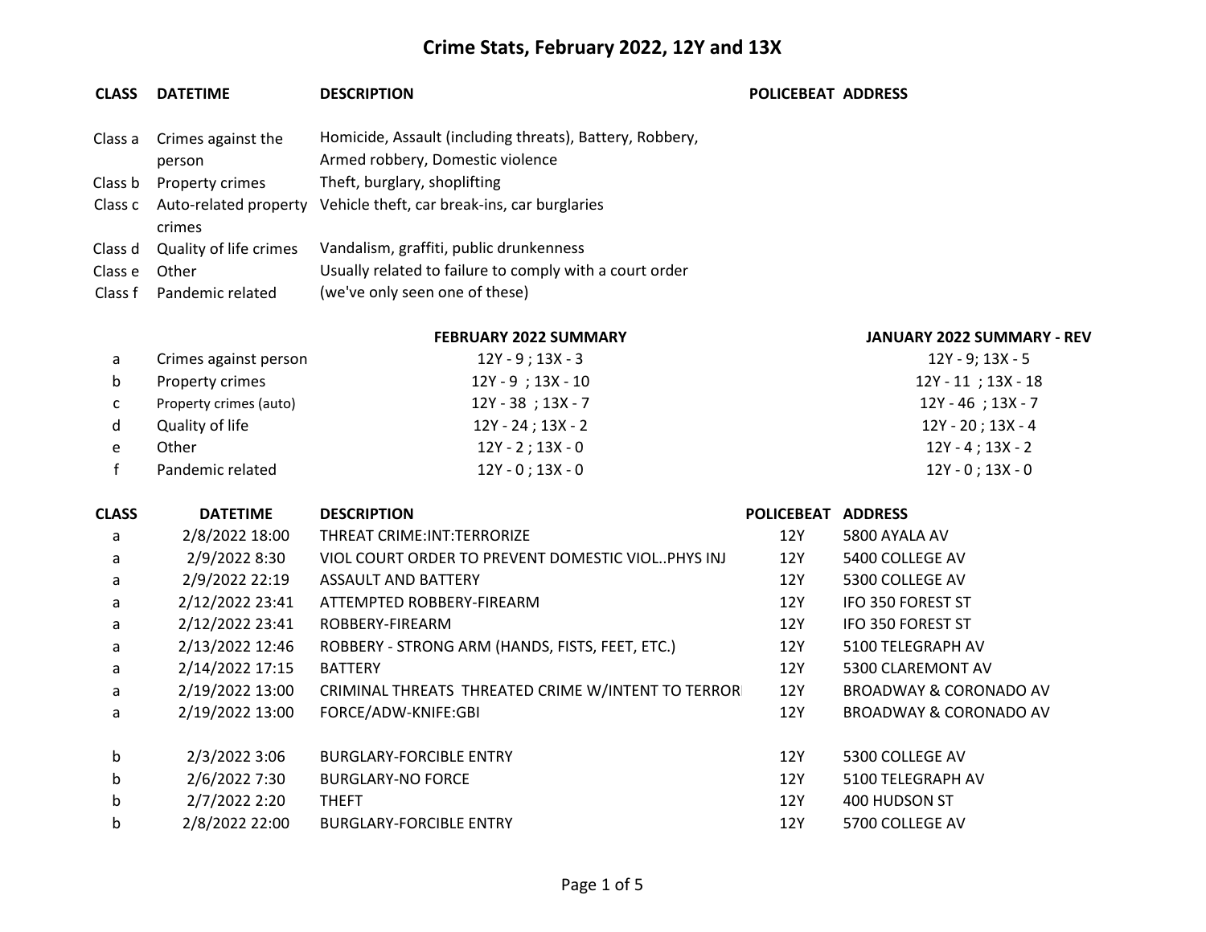# Crime Stats, February 2022, 12Y and 13X

| CLASS | DATETIME | DESCRIPTION | POLICEBEAT | ADDRESS |
|---|---|---|---|---|
| Class a | Crimes against the person | Homicide, Assault (including threats), Battery, Robbery, Armed robbery, Domestic violence | | |
| Class b | Property crimes | Theft, burglary, shoplifting | | |
| Class c | Auto-related property crimes | Vehicle theft, car break-ins, car burglaries | | |
| Class d | Quality of life crimes | Vandalism, graffiti, public drunkenness | | |
| Class e | Other | Usually related to failure to comply with a court order | | |
| Class f | Pandemic related | (we've only seen one of these) | | |

| | | FEBRUARY 2022 SUMMARY | JANUARY 2022 SUMMARY - REV |
|---|---|---|---|
| a | Crimes against person | 12Y - 9 ; 13X - 3 | 12Y - 9; 13X - 5 |
| b | Property crimes | 12Y - 9 ; 13X - 10 | 12Y - 11 ; 13X - 18 |
| c | Property crimes (auto) | 12Y - 38 ; 13X - 7 | 12Y - 46 ; 13X - 7 |
| d | Quality of life | 12Y - 24 ; 13X - 2 | 12Y - 20 ; 13X - 4 |
| e | Other | 12Y - 2 ; 13X - 0 | 12Y - 4 ; 13X - 2 |
| f | Pandemic related | 12Y - 0 ; 13X - 0 | 12Y - 0 ; 13X - 0 |

| CLASS | DATETIME | DESCRIPTION | POLICEBEAT | ADDRESS |
|---|---|---|---|---|
| a | 2/8/2022 18:00 | THREAT CRIME:INT:TERRORIZE | 12Y | 5800 AYALA AV |
| a | 2/9/2022 8:30 | VIOL COURT ORDER TO PREVENT DOMESTIC VIOL..PHYS INJ | 12Y | 5400 COLLEGE AV |
| a | 2/9/2022 22:19 | ASSAULT AND BATTERY | 12Y | 5300 COLLEGE AV |
| a | 2/12/2022 23:41 | ATTEMPTED ROBBERY-FIREARM | 12Y | IFO 350 FOREST ST |
| a | 2/12/2022 23:41 | ROBBERY-FIREARM | 12Y | IFO 350 FOREST ST |
| a | 2/13/2022 12:46 | ROBBERY - STRONG ARM (HANDS, FISTS, FEET, ETC.) | 12Y | 5100 TELEGRAPH AV |
| a | 2/14/2022 17:15 | BATTERY | 12Y | 5300 CLAREMONT AV |
| a | 2/19/2022 13:00 | CRIMINAL THREATS THREATED CRIME W/INTENT TO TERRORI | 12Y | BROADWAY & CORONADO AV |
| a | 2/19/2022 13:00 | FORCE/ADW-KNIFE:GBI | 12Y | BROADWAY & CORONADO AV |
| | | | | |
| b | 2/3/2022 3:06 | BURGLARY-FORCIBLE ENTRY | 12Y | 5300 COLLEGE AV |
| b | 2/6/2022 7:30 | BURGLARY-NO FORCE | 12Y | 5100 TELEGRAPH AV |
| b | 2/7/2022 2:20 | THEFT | 12Y | 400 HUDSON ST |
| b | 2/8/2022 22:00 | BURGLARY-FORCIBLE ENTRY | 12Y | 5700 COLLEGE AV |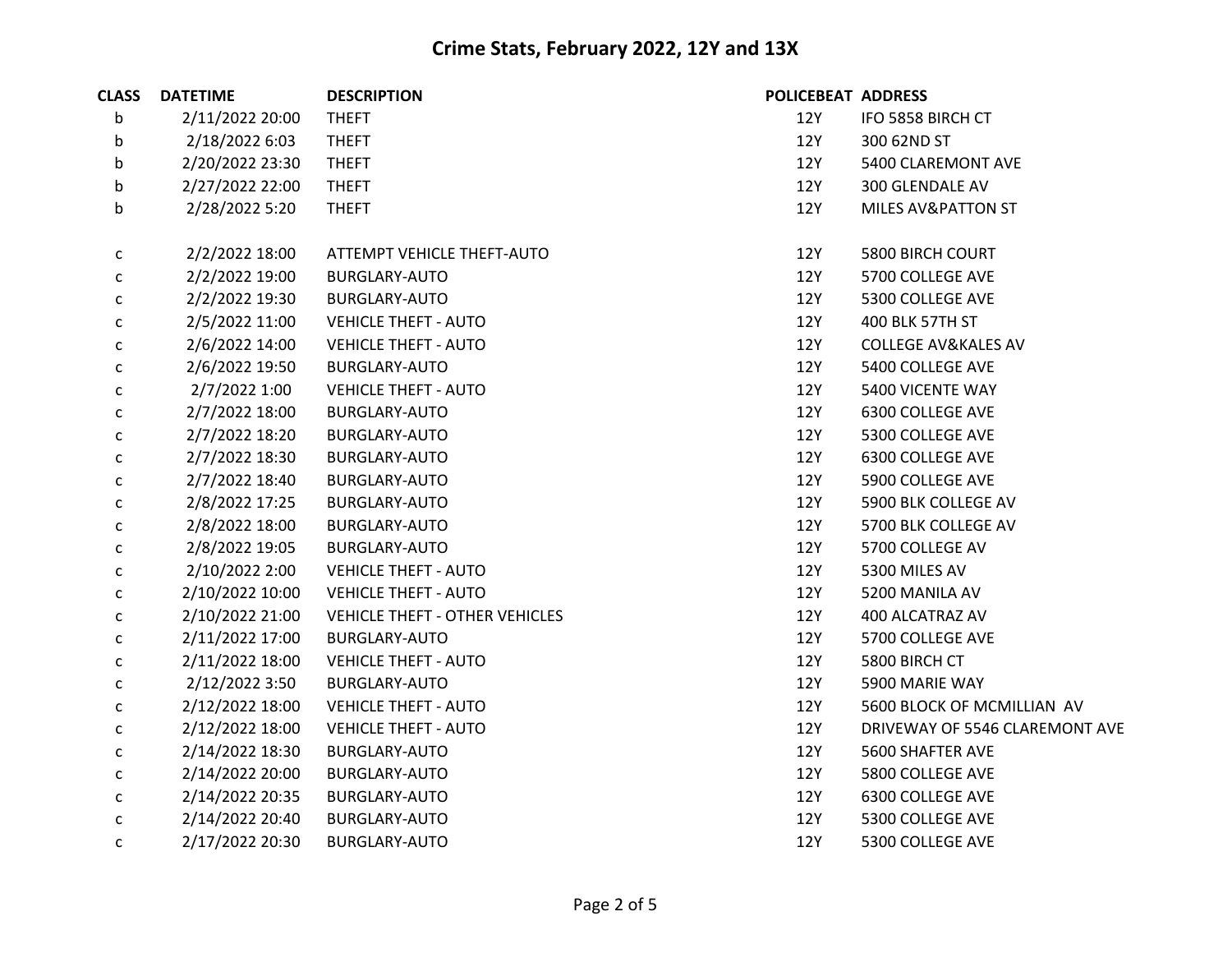# Crime Stats, February 2022, 12Y and 13X

| CLASS | DATETIME | DESCRIPTION | POLICEBEAT | ADDRESS |
|---|---|---|---|---|
| b | 2/11/2022 20:00 | THEFT | 12Y | IFO 5858 BIRCH CT |
| b | 2/18/2022 6:03 | THEFT | 12Y | 300 62ND ST |
| b | 2/20/2022 23:30 | THEFT | 12Y | 5400 CLAREMONT AVE |
| b | 2/27/2022 22:00 | THEFT | 12Y | 300 GLENDALE AV |
| b | 2/28/2022 5:20 | THEFT | 12Y | MILES AV&PATTON ST |
| | | | | |
| c | 2/2/2022 18:00 | ATTEMPT VEHICLE THEFT-AUTO | 12Y | 5800 BIRCH COURT |
| c | 2/2/2022 19:00 | BURGLARY-AUTO | 12Y | 5700 COLLEGE AVE |
| c | 2/2/2022 19:30 | BURGLARY-AUTO | 12Y | 5300 COLLEGE AVE |
| c | 2/5/2022 11:00 | VEHICLE THEFT - AUTO | 12Y | 400 BLK 57TH ST |
| c | 2/6/2022 14:00 | VEHICLE THEFT - AUTO | 12Y | COLLEGE AV&KALES AV |
| c | 2/6/2022 19:50 | BURGLARY-AUTO | 12Y | 5400 COLLEGE AVE |
| c | 2/7/2022 1:00 | VEHICLE THEFT - AUTO | 12Y | 5400 VICENTE WAY |
| c | 2/7/2022 18:00 | BURGLARY-AUTO | 12Y | 6300 COLLEGE AVE |
| c | 2/7/2022 18:20 | BURGLARY-AUTO | 12Y | 5300 COLLEGE AVE |
| c | 2/7/2022 18:30 | BURGLARY-AUTO | 12Y | 6300 COLLEGE AVE |
| c | 2/7/2022 18:40 | BURGLARY-AUTO | 12Y | 5900 COLLEGE AVE |
| c | 2/8/2022 17:25 | BURGLARY-AUTO | 12Y | 5900 BLK COLLEGE AV |
| c | 2/8/2022 18:00 | BURGLARY-AUTO | 12Y | 5700 BLK COLLEGE AV |
| c | 2/8/2022 19:05 | BURGLARY-AUTO | 12Y | 5700 COLLEGE AV |
| c | 2/10/2022 2:00 | VEHICLE THEFT - AUTO | 12Y | 5300 MILES AV |
| c | 2/10/2022 10:00 | VEHICLE THEFT - AUTO | 12Y | 5200 MANILA AV |
| c | 2/10/2022 21:00 | VEHICLE THEFT - OTHER VEHICLES | 12Y | 400 ALCATRAZ AV |
| c | 2/11/2022 17:00 | BURGLARY-AUTO | 12Y | 5700 COLLEGE AVE |
| c | 2/11/2022 18:00 | VEHICLE THEFT - AUTO | 12Y | 5800 BIRCH CT |
| c | 2/12/2022 3:50 | BURGLARY-AUTO | 12Y | 5900 MARIE WAY |
| c | 2/12/2022 18:00 | VEHICLE THEFT - AUTO | 12Y | 5600 BLOCK OF MCMILLIAN AV |
| c | 2/12/2022 18:00 | VEHICLE THEFT - AUTO | 12Y | DRIVEWAY OF 5546 CLAREMONT AVE |
| c | 2/14/2022 18:30 | BURGLARY-AUTO | 12Y | 5600 SHAFTER AVE |
| c | 2/14/2022 20:00 | BURGLARY-AUTO | 12Y | 5800 COLLEGE AVE |
| c | 2/14/2022 20:35 | BURGLARY-AUTO | 12Y | 6300 COLLEGE AVE |
| c | 2/14/2022 20:40 | BURGLARY-AUTO | 12Y | 5300 COLLEGE AVE |
| c | 2/17/2022 20:30 | BURGLARY-AUTO | 12Y | 5300 COLLEGE AVE |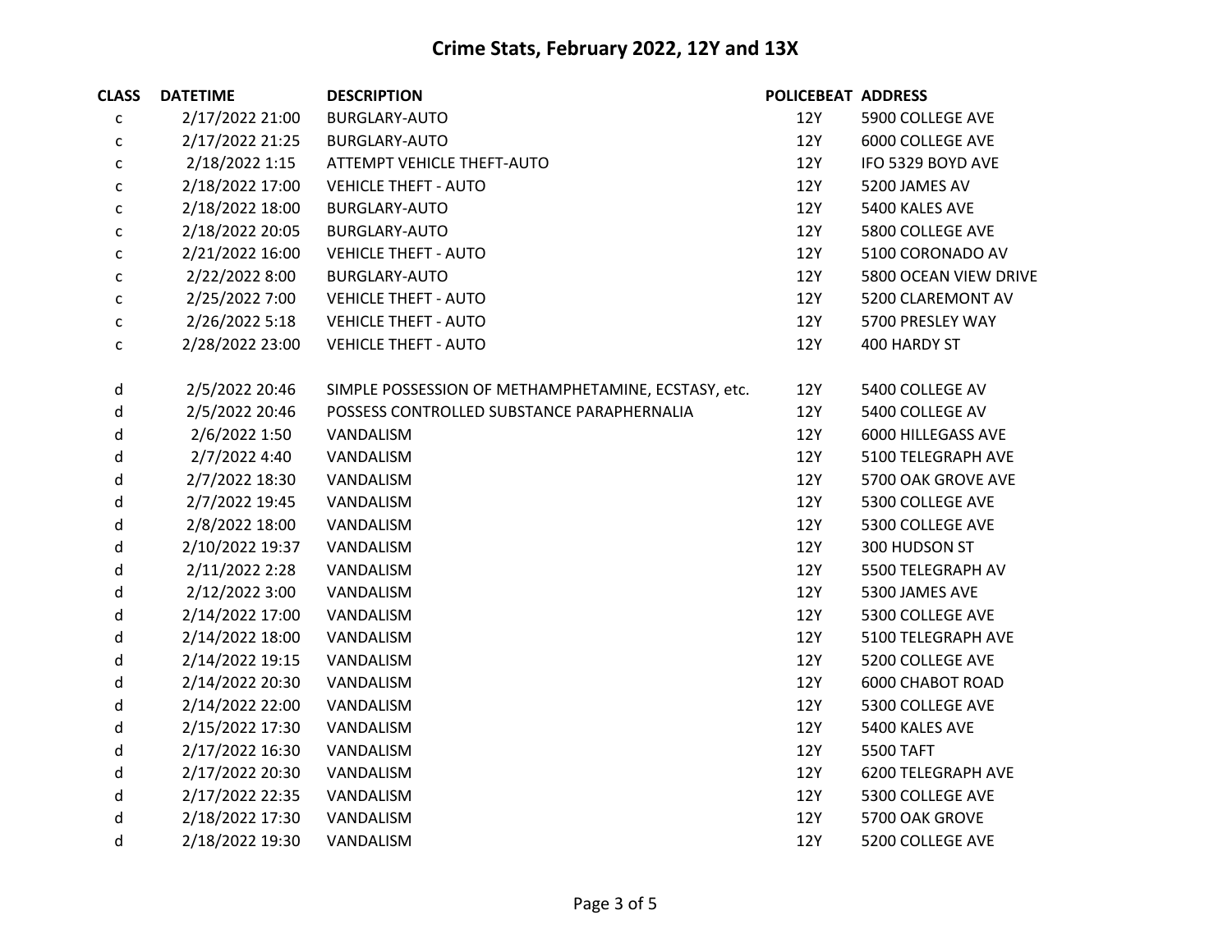# Crime Stats, February 2022, 12Y and 13X

| CLASS | DATETIME | DESCRIPTION | POLICEBEAT | ADDRESS |
|---|---|---|---|---|
| c | 2/17/2022 21:00 | BURGLARY-AUTO | 12Y | 5900 COLLEGE AVE |
| c | 2/17/2022 21:25 | BURGLARY-AUTO | 12Y | 6000 COLLEGE AVE |
| c | 2/18/2022 1:15 | ATTEMPT VEHICLE THEFT-AUTO | 12Y | IFO 5329 BOYD AVE |
| c | 2/18/2022 17:00 | VEHICLE THEFT - AUTO | 12Y | 5200 JAMES AV |
| c | 2/18/2022 18:00 | BURGLARY-AUTO | 12Y | 5400 KALES AVE |
| c | 2/18/2022 20:05 | BURGLARY-AUTO | 12Y | 5800 COLLEGE AVE |
| c | 2/21/2022 16:00 | VEHICLE THEFT - AUTO | 12Y | 5100 CORONADO AV |
| c | 2/22/2022 8:00 | BURGLARY-AUTO | 12Y | 5800 OCEAN VIEW DRIVE |
| c | 2/25/2022 7:00 | VEHICLE THEFT - AUTO | 12Y | 5200 CLAREMONT AV |
| c | 2/26/2022 5:18 | VEHICLE THEFT - AUTO | 12Y | 5700 PRESLEY WAY |
| c | 2/28/2022 23:00 | VEHICLE THEFT - AUTO | 12Y | 400 HARDY ST |
| d | 2/5/2022 20:46 | SIMPLE POSSESSION OF METHAMPHETAMINE, ECSTASY, etc. | 12Y | 5400 COLLEGE AV |
| d | 2/5/2022 20:46 | POSSESS CONTROLLED SUBSTANCE PARAPHERNALIA | 12Y | 5400 COLLEGE AV |
| d | 2/6/2022 1:50 | VANDALISM | 12Y | 6000 HILLEGASS AVE |
| d | 2/7/2022 4:40 | VANDALISM | 12Y | 5100 TELEGRAPH AVE |
| d | 2/7/2022 18:30 | VANDALISM | 12Y | 5700 OAK GROVE AVE |
| d | 2/7/2022 19:45 | VANDALISM | 12Y | 5300 COLLEGE AVE |
| d | 2/8/2022 18:00 | VANDALISM | 12Y | 5300 COLLEGE AVE |
| d | 2/10/2022 19:37 | VANDALISM | 12Y | 300 HUDSON ST |
| d | 2/11/2022 2:28 | VANDALISM | 12Y | 5500 TELEGRAPH AV |
| d | 2/12/2022 3:00 | VANDALISM | 12Y | 5300 JAMES AVE |
| d | 2/14/2022 17:00 | VANDALISM | 12Y | 5300 COLLEGE AVE |
| d | 2/14/2022 18:00 | VANDALISM | 12Y | 5100 TELEGRAPH AVE |
| d | 2/14/2022 19:15 | VANDALISM | 12Y | 5200 COLLEGE AVE |
| d | 2/14/2022 20:30 | VANDALISM | 12Y | 6000 CHABOT ROAD |
| d | 2/14/2022 22:00 | VANDALISM | 12Y | 5300 COLLEGE AVE |
| d | 2/15/2022 17:30 | VANDALISM | 12Y | 5400 KALES AVE |
| d | 2/17/2022 16:30 | VANDALISM | 12Y | 5500 TAFT |
| d | 2/17/2022 20:30 | VANDALISM | 12Y | 6200 TELEGRAPH AVE |
| d | 2/17/2022 22:35 | VANDALISM | 12Y | 5300 COLLEGE AVE |
| d | 2/18/2022 17:30 | VANDALISM | 12Y | 5700 OAK GROVE |
| d | 2/18/2022 19:30 | VANDALISM | 12Y | 5200 COLLEGE AVE |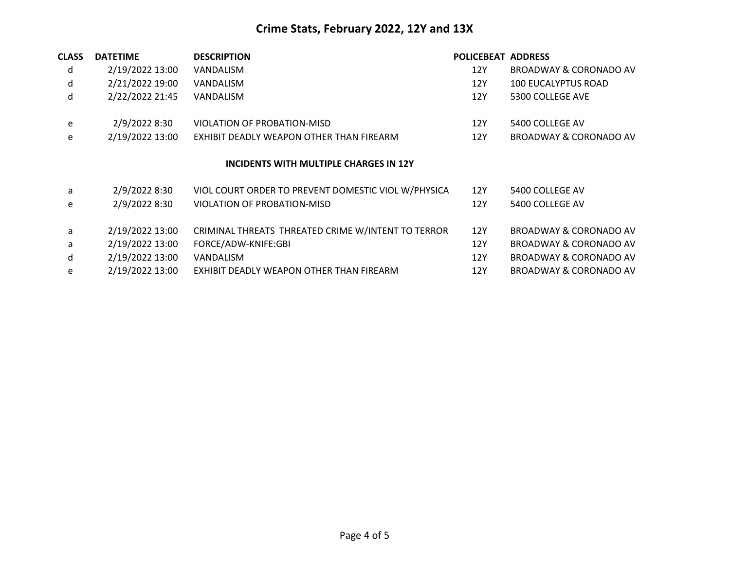# Crime Stats, February 2022, 12Y and 13X

| CLASS | DATETIME | DESCRIPTION | POLICEBEAT | ADDRESS |
|---|---|---|---|---|
| d | 2/19/2022 13:00 | VANDALISM | 12Y | BROADWAY & CORONADO AV |
| d | 2/21/2022 19:00 | VANDALISM | 12Y | 100 EUCALYPTUS ROAD |
| d | 2/22/2022 21:45 | VANDALISM | 12Y | 5300 COLLEGE AVE |
| e | 2/9/2022 8:30 | VIOLATION OF PROBATION-MISD | 12Y | 5400 COLLEGE AV |
| e | 2/19/2022 13:00 | EXHIBIT DEADLY WEAPON OTHER THAN FIREARM | 12Y | BROADWAY & CORONADO AV |

**INCIDENTS WITH MULTIPLE CHARGES IN 12Y**

| CLASS | DATETIME | DESCRIPTION | POLICEBEAT | ADDRESS |
|---|---|---|---|---|
| a | 2/9/2022 8:30 | VIOL COURT ORDER TO PREVENT DOMESTIC VIOL W/PHYSICA | 12Y | 5400 COLLEGE AV |
| e | 2/9/2022 8:30 | VIOLATION OF PROBATION-MISD | 12Y | 5400 COLLEGE AV |
| a | 2/19/2022 13:00 | CRIMINAL THREATS THREATED CRIME W/INTENT TO TERRORI | 12Y | BROADWAY & CORONADO AV |
| a | 2/19/2022 13:00 | FORCE/ADW-KNIFE:GBI | 12Y | BROADWAY & CORONADO AV |
| d | 2/19/2022 13:00 | VANDALISM | 12Y | BROADWAY & CORONADO AV |
| e | 2/19/2022 13:00 | EXHIBIT DEADLY WEAPON OTHER THAN FIREARM | 12Y | BROADWAY & CORONADO AV |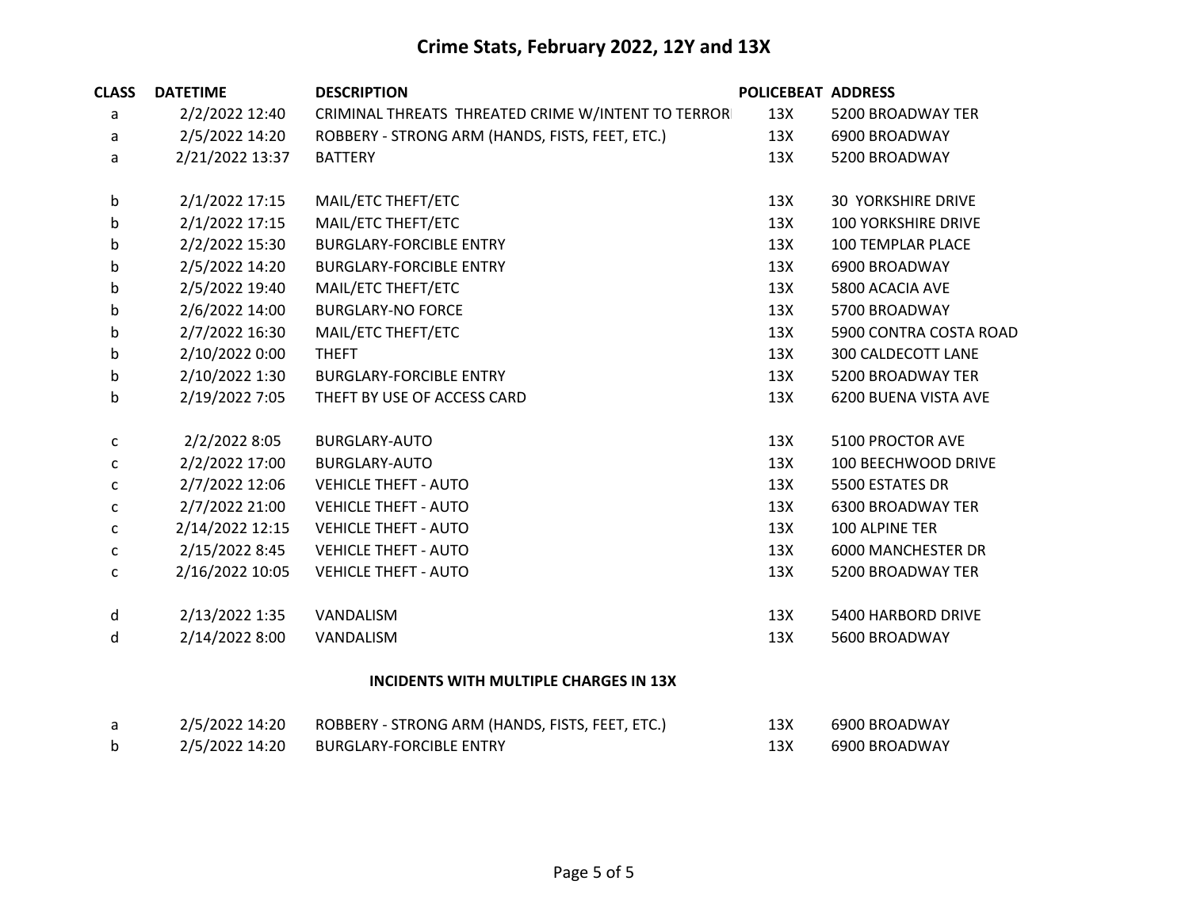# Crime Stats, February 2022, 12Y and 13X

| CLASS | DATETIME | DESCRIPTION | POLICEBEAT | ADDRESS |
|---|---|---|---|---|
| a | 2/2/2022 12:40 | CRIMINAL THREATS THREATED CRIME W/INTENT TO TERROR | 13X | 5200 BROADWAY TER |
| a | 2/5/2022 14:20 | ROBBERY - STRONG ARM (HANDS, FISTS, FEET, ETC.) | 13X | 6900 BROADWAY |
| a | 2/21/2022 13:37 | BATTERY | 13X | 5200 BROADWAY |
| | | | | |
| b | 2/1/2022 17:15 | MAIL/ETC THEFT/ETC | 13X | 30 YORKSHIRE DRIVE |
| b | 2/1/2022 17:15 | MAIL/ETC THEFT/ETC | 13X | 100 YORKSHIRE DRIVE |
| b | 2/2/2022 15:30 | BURGLARY-FORCIBLE ENTRY | 13X | 100 TEMPLAR PLACE |
| b | 2/5/2022 14:20 | BURGLARY-FORCIBLE ENTRY | 13X | 6900 BROADWAY |
| b | 2/5/2022 19:40 | MAIL/ETC THEFT/ETC | 13X | 5800 ACACIA AVE |
| b | 2/6/2022 14:00 | BURGLARY-NO FORCE | 13X | 5700 BROADWAY |
| b | 2/7/2022 16:30 | MAIL/ETC THEFT/ETC | 13X | 5900 CONTRA COSTA ROAD |
| b | 2/10/2022 0:00 | THEFT | 13X | 300 CALDECOTT LANE |
| b | 2/10/2022 1:30 | BURGLARY-FORCIBLE ENTRY | 13X | 5200 BROADWAY TER |
| b | 2/19/2022 7:05 | THEFT BY USE OF ACCESS CARD | 13X | 6200 BUENA VISTA AVE |
| | | | | |
| c | 2/2/2022 8:05 | BURGLARY-AUTO | 13X | 5100 PROCTOR AVE |
| c | 2/2/2022 17:00 | BURGLARY-AUTO | 13X | 100 BEECHWOOD DRIVE |
| c | 2/7/2022 12:06 | VEHICLE THEFT - AUTO | 13X | 5500 ESTATES DR |
| c | 2/7/2022 21:00 | VEHICLE THEFT - AUTO | 13X | 6300 BROADWAY TER |
| c | 2/14/2022 12:15 | VEHICLE THEFT - AUTO | 13X | 100 ALPINE TER |
| c | 2/15/2022 8:45 | VEHICLE THEFT - AUTO | 13X | 6000 MANCHESTER DR |
| c | 2/16/2022 10:05 | VEHICLE THEFT - AUTO | 13X | 5200 BROADWAY TER |
| | | | | |
| d | 2/13/2022 1:35 | VANDALISM | 13X | 5400 HARBORD DRIVE |
| d | 2/14/2022 8:00 | VANDALISM | 13X | 5600 BROADWAY |

**INCIDENTS WITH MULTIPLE CHARGES IN 13X**

| | | | | |
|---|---|---|---|---|
| a | 2/5/2022 14:20 | ROBBERY - STRONG ARM (HANDS, FISTS, FEET, ETC.) | 13X | 6900 BROADWAY |
| b | 2/5/2022 14:20 | BURGLARY-FORCIBLE ENTRY | 13X | 6900 BROADWAY |